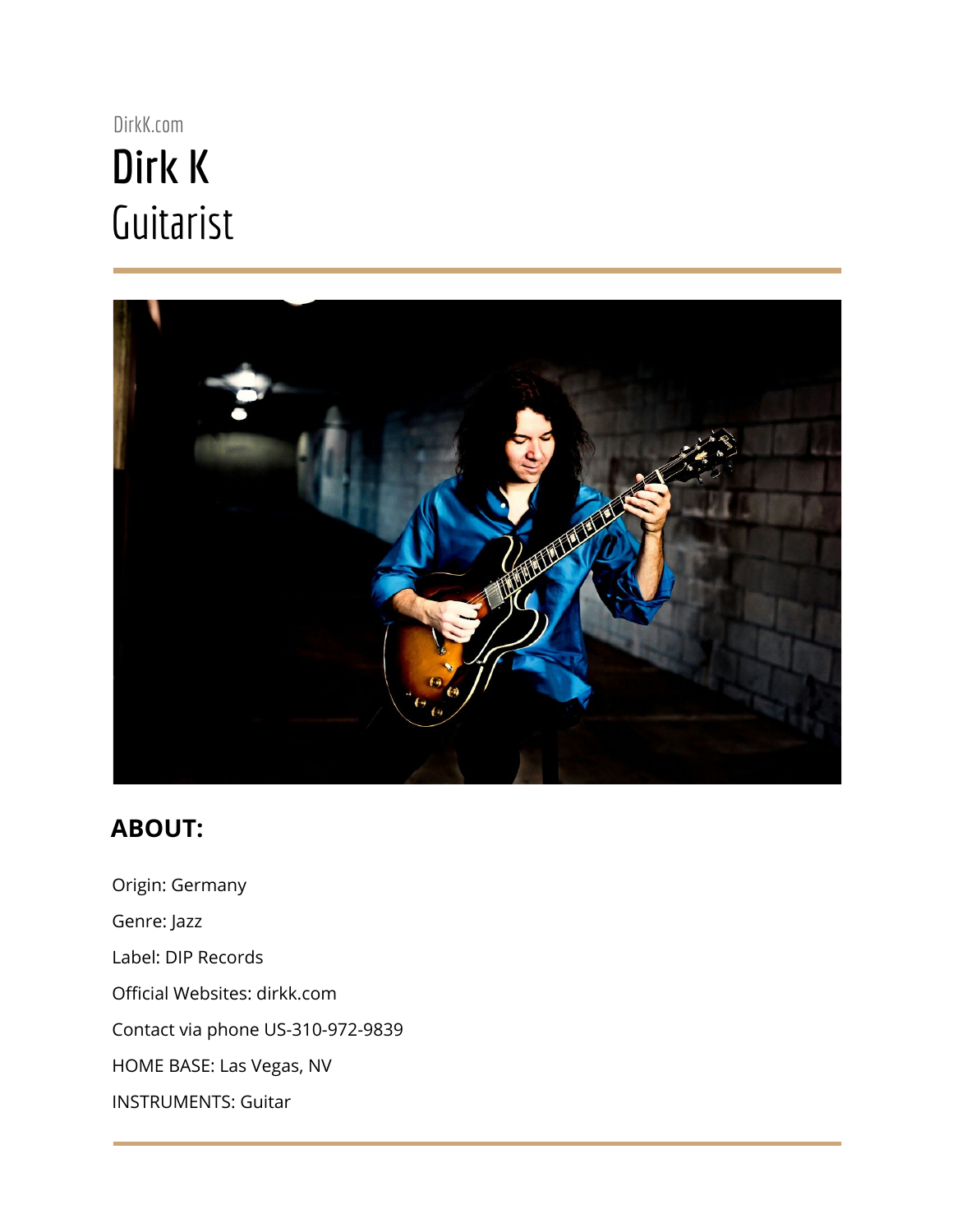DirkK.com

# Dirk K

## Guitarist

---

### ABOUT:

Origin: Germany

Genre: Jazz

Label: DIP Records

Official Websites: dirkk.com

Contact via phone US-310-972-9839

HOME BASE: Las Vegas, NV

INSTRUMENTS: Guitar

---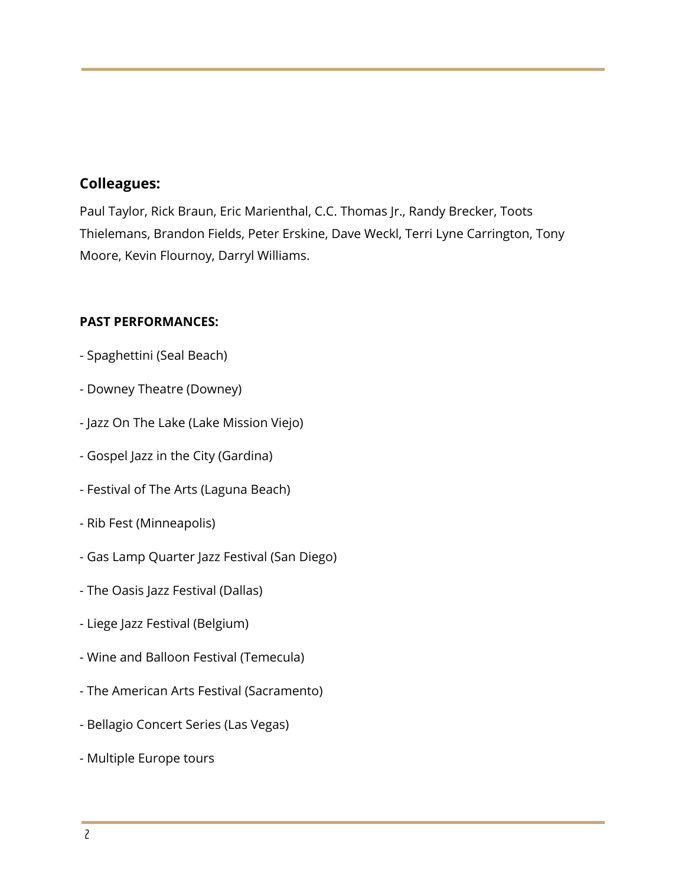## Colleagues:

Paul Taylor, Rick Braun, Eric Marienthal, C.C. Thomas Jr., Randy Brecker, Toots Thielemans, Brandon Fields, Peter Erskine, Dave Weckl, Terri Lyne Carrington, Tony Moore, Kevin Flournoy, Darryl Williams.

**PAST PERFORMANCES:**

- Spaghettini (Seal Beach)
- Downey Theatre (Downey)
- Jazz On The Lake (Lake Mission Viejo)
- Gospel Jazz in the City (Gardina)
- Festival of The Arts (Laguna Beach)
- Rib Fest (Minneapolis)
- Gas Lamp Quarter Jazz Festival (San Diego)
- The Oasis Jazz Festival (Dallas)
- Liege Jazz Festival (Belgium)
- Wine and Balloon Festival (Temecula)
- The American Arts Festival (Sacramento)
- Bellagio Concert Series (Las Vegas)
- Multiple Europe tours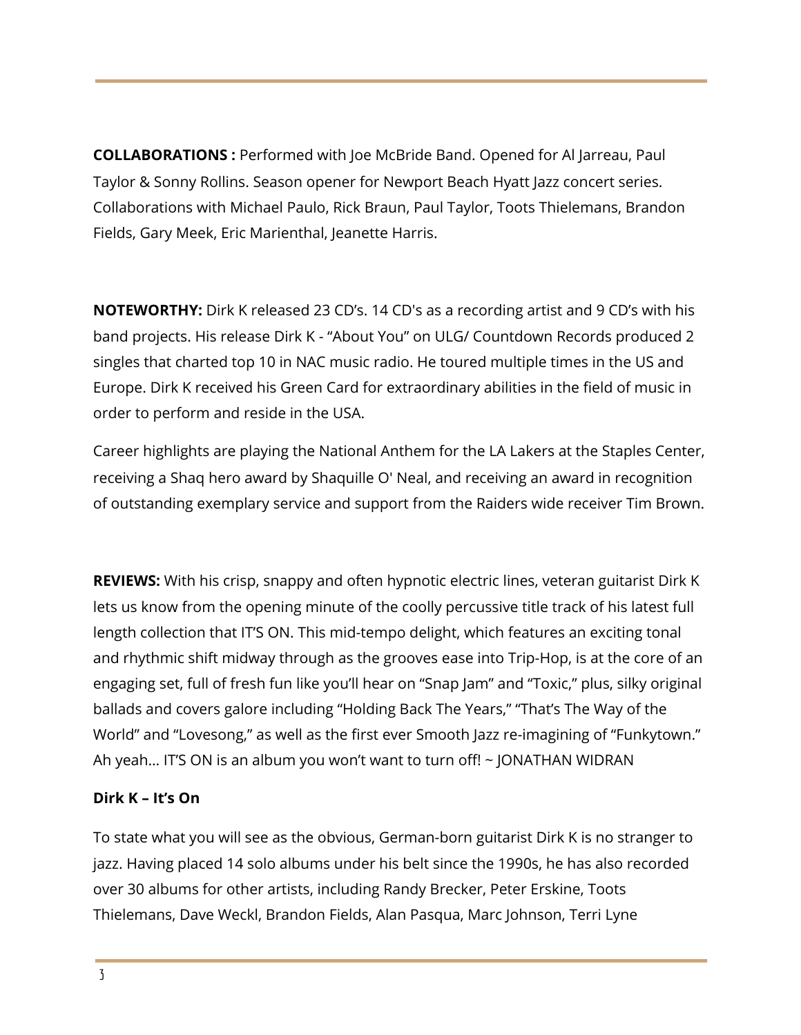**COLLABORATIONS :** Performed with Joe McBride Band. Opened for Al Jarreau, Paul Taylor & Sonny Rollins. Season opener for Newport Beach Hyatt Jazz concert series. Collaborations with Michael Paulo, Rick Braun, Paul Taylor, Toots Thielemans, Brandon Fields, Gary Meek, Eric Marienthal, Jeanette Harris.

**NOTEWORTHY:** Dirk K released 23 CD's. 14 CD's as a recording artist and 9 CD's with his band projects. His release Dirk K - "About You" on ULG/ Countdown Records produced 2 singles that charted top 10 in NAC music radio. He toured multiple times in the US and Europe. Dirk K received his Green Card for extraordinary abilities in the field of music in order to perform and reside in the USA.

Career highlights are playing the National Anthem for the LA Lakers at the Staples Center, receiving a Shaq hero award by Shaquille O' Neal, and receiving an award in recognition of outstanding exemplary service and support from the Raiders wide receiver Tim Brown.

**REVIEWS:** With his crisp, snappy and often hypnotic electric lines, veteran guitarist Dirk K lets us know from the opening minute of the coolly percussive title track of his latest full length collection that IT'S ON. This mid-tempo delight, which features an exciting tonal and rhythmic shift midway through as the grooves ease into Trip-Hop, is at the core of an engaging set, full of fresh fun like you'll hear on "Snap Jam" and "Toxic," plus, silky original ballads and covers galore including "Holding Back The Years," "That's The Way of the World" and "Lovesong," as well as the first ever Smooth Jazz re-imagining of "Funkytown." Ah yeah... IT'S ON is an album you won't want to turn off! ~ JONATHAN WIDRAN

**Dirk K – It's On**

To state what you will see as the obvious, German-born guitarist Dirk K is no stranger to jazz. Having placed 14 solo albums under his belt since the 1990s, he has also recorded over 30 albums for other artists, including Randy Brecker, Peter Erskine, Toots Thielemans, Dave Weckl, Brandon Fields, Alan Pasqua, Marc Johnson, Terri Lyne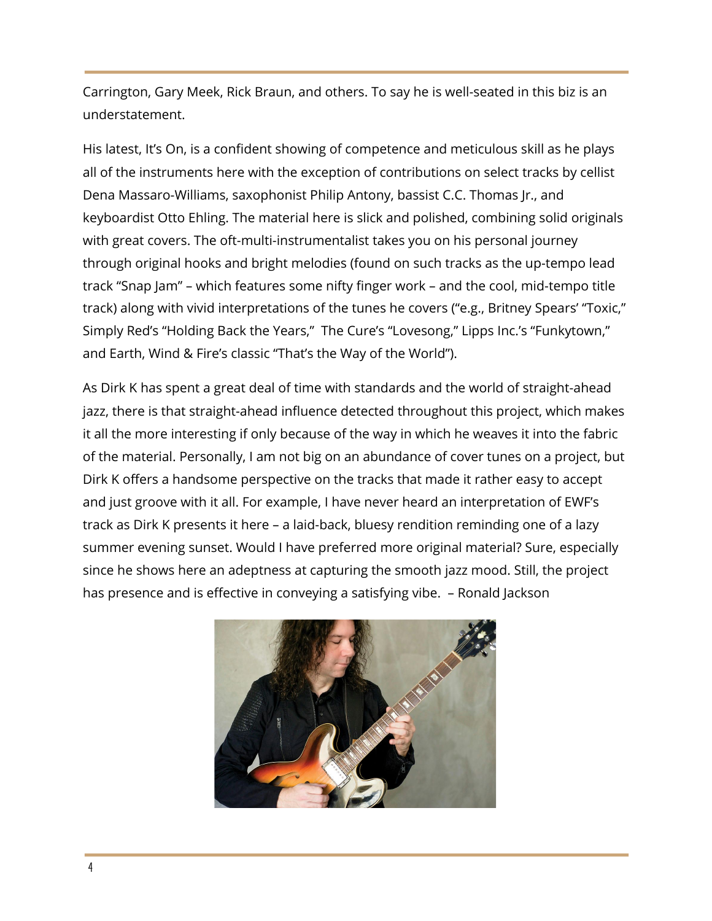Carrington, Gary Meek, Rick Braun, and others. To say he is well-seated in this biz is an understatement.

His latest, It's On, is a confident showing of competence and meticulous skill as he plays all of the instruments here with the exception of contributions on select tracks by cellist Dena Massaro-Williams, saxophonist Philip Antony, bassist C.C. Thomas Jr., and keyboardist Otto Ehling. The material here is slick and polished, combining solid originals with great covers. The oft-multi-instrumentalist takes you on his personal journey through original hooks and bright melodies (found on such tracks as the up-tempo lead track "Snap Jam" – which features some nifty finger work – and the cool, mid-tempo title track) along with vivid interpretations of the tunes he covers ("e.g., Britney Spears' "Toxic," Simply Red's "Holding Back the Years," The Cure's "Lovesong," Lipps Inc.'s "Funkytown," and Earth, Wind & Fire's classic "That's the Way of the World").

As Dirk K has spent a great deal of time with standards and the world of straight-ahead jazz, there is that straight-ahead influence detected throughout this project, which makes it all the more interesting if only because of the way in which he weaves it into the fabric of the material. Personally, I am not big on an abundance of cover tunes on a project, but Dirk K offers a handsome perspective on the tracks that made it rather easy to accept and just groove with it all. For example, I have never heard an interpretation of EWF's track as Dirk K presents it here – a laid-back, bluesy rendition reminding one of a lazy summer evening sunset. Would I have preferred more original material? Sure, especially since he shows here an adeptness at capturing the smooth jazz mood. Still, the project has presence and is effective in conveying a satisfying vibe. – Ronald Jackson